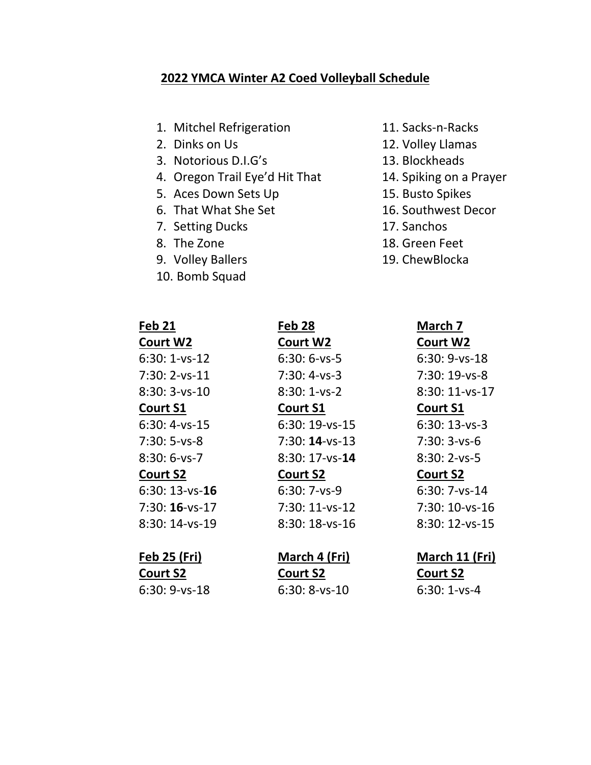# 2022 YMCA Winter A2 Coed Volleyball Schedule

1. Mitchel Refrigeration
2. Dinks on Us
3. Notorious D.I.G's
4. Oregon Trail Eye'd Hit That
5. Aces Down Sets Up
6. That What She Set
7. Setting Ducks
8. The Zone
9. Volley Ballers
10. Bomb Squad
11. Sacks-n-Racks
12. Volley Llamas
13. Blockheads
14. Spiking on a Prayer
15. Busto Spikes
16. Southwest Decor
17. Sanchos
18. Green Feet
19. ChewBlocka

**Feb 21**

**Court W2**
6:30: 1-vs-12
7:30: 2-vs-11
8:30: 3-vs-10

**Court S1**
6:30: 4-vs-15
7:30: 5-vs-8
8:30: 6-vs-7

**Court S2**
6:30: 13-vs-**16**
7:30: **16**-vs-17
8:30: 14-vs-19

**Feb 25 (Fri)**

**Court S2**
6:30: 9-vs-18

**Feb 28**

**Court W2**
6:30: 6-vs-5
7:30: 4-vs-3
8:30: 1-vs-2

**Court S1**
6:30: 19-vs-15
7:30: **14**-vs-13
8:30: 17-vs-**14**

**Court S2**
6:30: 7-vs-9
7:30: 11-vs-12
8:30: 18-vs-16

**March 4 (Fri)**

**Court S2**
6:30: 8-vs-10

**March 7**

**Court W2**
6:30: 9-vs-18
7:30: 19-vs-8
8:30: 11-vs-17

**Court S1**
6:30: 13-vs-3
7:30: 3-vs-6
8:30: 2-vs-5

**Court S2**
6:30: 7-vs-14
7:30: 10-vs-16
8:30: 12-vs-15

**March 11 (Fri)**

**Court S2**
6:30: 1-vs-4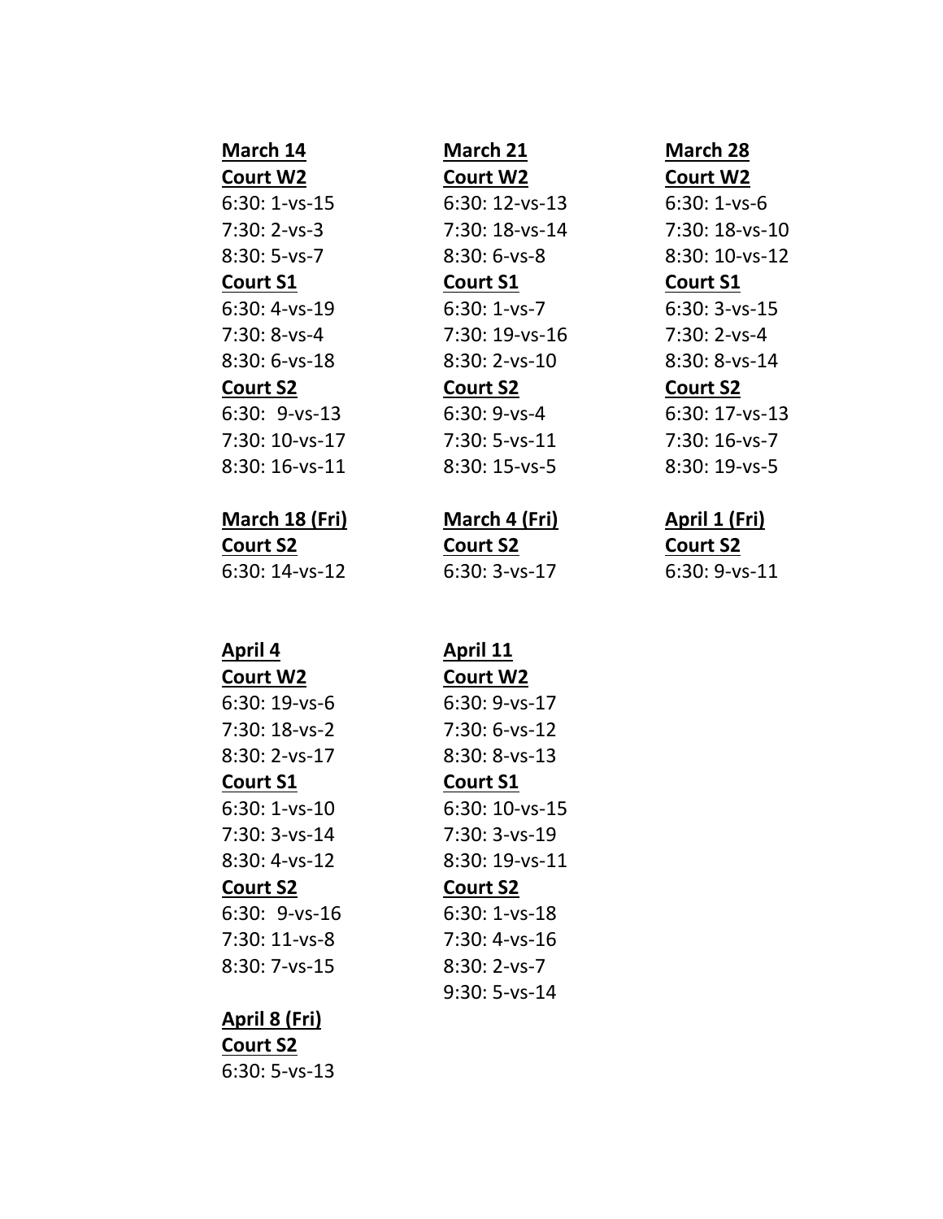**March 14**
**Court W2**
6:30: 1-vs-15
7:30: 2-vs-3
8:30: 5-vs-7
**Court S1**
6:30: 4-vs-19
7:30: 8-vs-4
8:30: 6-vs-18
**Court S2**
6:30: 9-vs-13
7:30: 10-vs-17
8:30: 16-vs-11

**March 18 (Fri)**
**Court S2**
6:30: 14-vs-12

**March 21**
**Court W2**
6:30: 12-vs-13
7:30: 18-vs-14
8:30: 6-vs-8
**Court S1**
6:30: 1-vs-7
7:30: 19-vs-16
8:30: 2-vs-10
**Court S2**
6:30: 9-vs-4
7:30: 5-vs-11
8:30: 15-vs-5

**March 4 (Fri)**
**Court S2**
6:30: 3-vs-17

**March 28**
**Court W2**
6:30: 1-vs-6
7:30: 18-vs-10
8:30: 10-vs-12
**Court S1**
6:30: 3-vs-15
7:30: 2-vs-4
8:30: 8-vs-14
**Court S2**
6:30: 17-vs-13
7:30: 16-vs-7
8:30: 19-vs-5

**April 1 (Fri)**
**Court S2**
6:30: 9-vs-11

**April 4**
**Court W2**
6:30: 19-vs-6
7:30: 18-vs-2
8:30: 2-vs-17
**Court S1**
6:30: 1-vs-10
7:30: 3-vs-14
8:30: 4-vs-12
**Court S2**
6:30: 9-vs-16
7:30: 11-vs-8
8:30: 7-vs-15

**April 8 (Fri)**
**Court S2**
6:30: 5-vs-13

**April 11**
**Court W2**
6:30: 9-vs-17
7:30: 6-vs-12
8:30: 8-vs-13
**Court S1**
6:30: 10-vs-15
7:30: 3-vs-19
8:30: 19-vs-11
**Court S2**
6:30: 1-vs-18
7:30: 4-vs-16
8:30: 2-vs-7
9:30: 5-vs-14